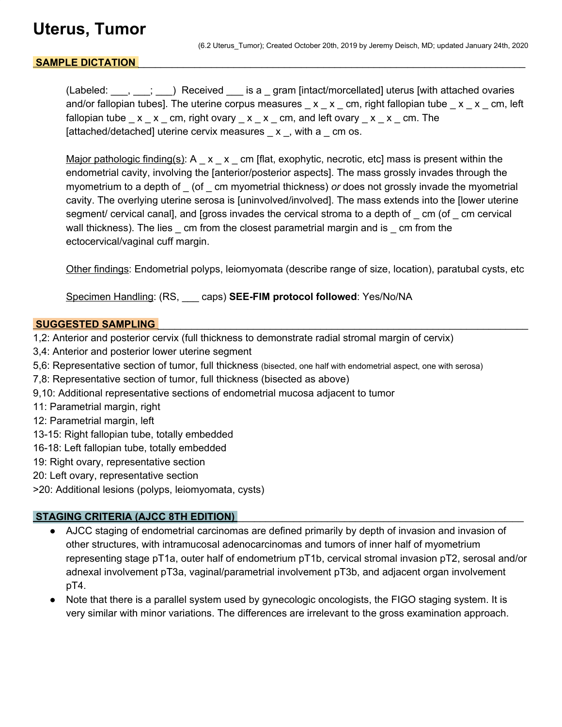# Uterus, Tumor

(6.2 Uterus_Tumor); Created October 20th, 2019 by Jeremy Deisch, MD; updated January 24th, 2020

## SAMPLE DICTATION

(Labeled: ___, ___; ___) Received ___ is a _ gram [intact/morcellated] uterus [with attached ovaries and/or fallopian tubes]. The uterine corpus measures _ x _ x _ cm, right fallopian tube _ x _ x _ cm, left fallopian tube _ x _ x _ cm, right ovary _ x _ x _ cm, and left ovary _ x _ x _ cm. The [attached/detached] uterine cervix measures _ x _, with a _ cm os.

Major pathologic finding(s): A _ x _ x _ cm [flat, exophytic, necrotic, etc] mass is present within the endometrial cavity, involving the [anterior/posterior aspects]. The mass grossly invades through the myometrium to a depth of _ (of _ cm myometrial thickness) *or* does not grossly invade the myometrial cavity. The overlying uterine serosa is [uninvolved/involved]. The mass extends into the [lower uterine segment/ cervical canal], and [gross invades the cervical stroma to a depth of _ cm (of _ cm cervical wall thickness). The lies _ cm from the closest parametrial margin and is _ cm from the ectocervical/vaginal cuff margin.

Other findings: Endometrial polyps, leiomyomata (describe range of size, location), paratubal cysts, etc

Specimen Handling: (RS, ___ caps) **SEE-FIM protocol followed**: Yes/No/NA

## SUGGESTED SAMPLING

1,2: Anterior and posterior cervix (full thickness to demonstrate radial stromal margin of cervix)
3,4: Anterior and posterior lower uterine segment
5,6: Representative section of tumor, full thickness (bisected, one half with endometrial aspect, one with serosa)
7,8: Representative section of tumor, full thickness (bisected as above)
9,10: Additional representative sections of endometrial mucosa adjacent to tumor
11: Parametrial margin, right
12: Parametrial margin, left
13-15: Right fallopian tube, totally embedded
16-18: Left fallopian tube, totally embedded
19: Right ovary, representative section
20: Left ovary, representative section
>20: Additional lesions (polyps, leiomyomata, cysts)

## STAGING CRITERIA (AJCC 8TH EDITION)

- AJCC staging of endometrial carcinomas are defined primarily by depth of invasion and invasion of other structures, with intramucosal adenocarcinomas and tumors of inner half of myometrium representing stage pT1a, outer half of endometrium pT1b, cervical stromal invasion pT2, serosal and/or adnexal involvement pT3a, vaginal/parametrial involvement pT3b, and adjacent organ involvement pT4.
- Note that there is a parallel system used by gynecologic oncologists, the FIGO staging system. It is very similar with minor variations. The differences are irrelevant to the gross examination approach.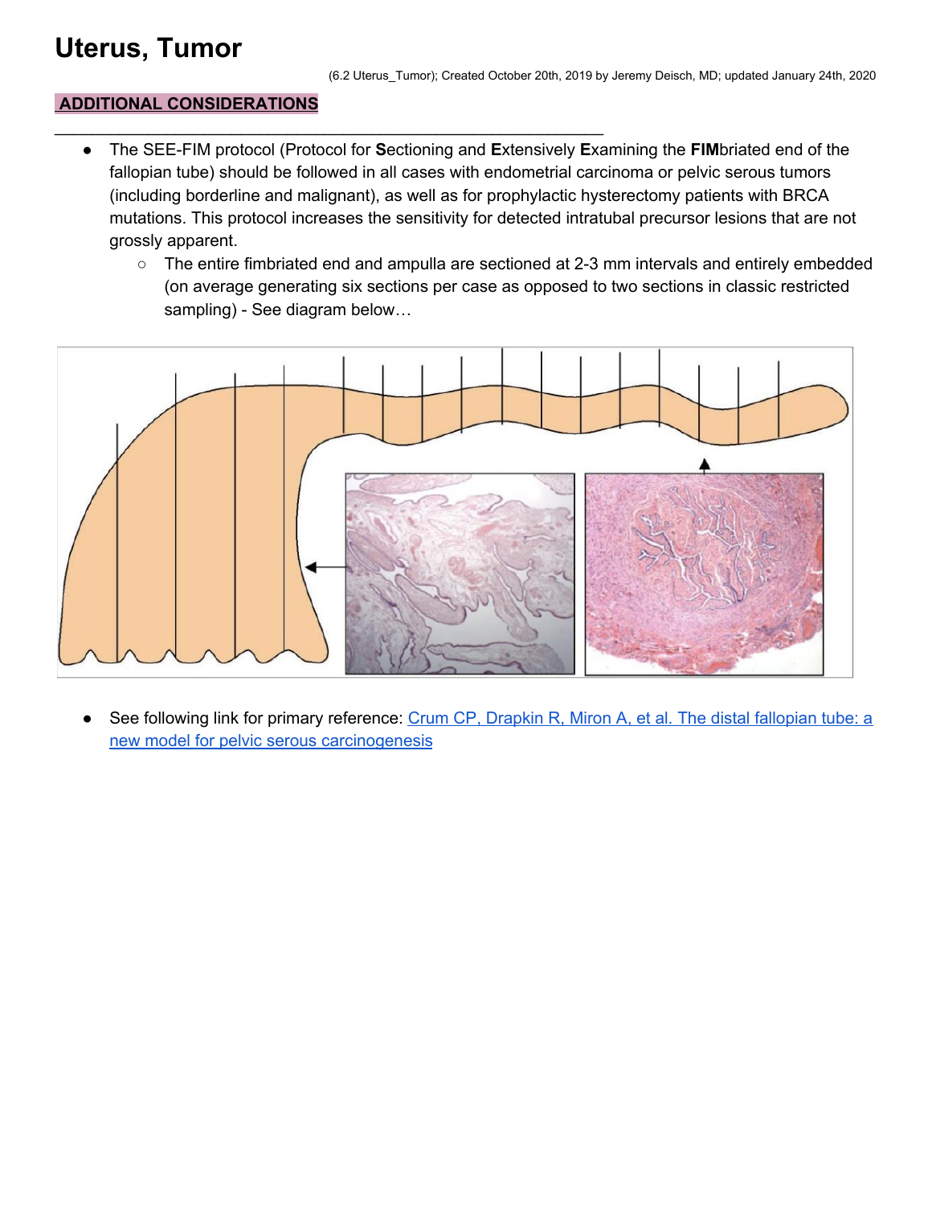# Uterus, Tumor

(6.2 Uterus_Tumor); Created October 20th, 2019 by Jeremy Deisch, MD; updated January 24th, 2020

**ADDITIONAL CONSIDERATIONS**

---

- The SEE-FIM protocol (Protocol for **S**ectioning and **E**xtensively **E**xamining the **FIM**briated end of the fallopian tube) should be followed in all cases with endometrial carcinoma or pelvic serous tumors (including borderline and malignant), as well as for prophylactic hysterectomy patients with BRCA mutations. This protocol increases the sensitivity for detected intratubal precursor lesions that are not grossly apparent.
  - The entire fimbriated end and ampulla are sectioned at 2-3 mm intervals and entirely embedded (on average generating six sections per case as opposed to two sections in classic restricted sampling) - See diagram below…

- See following link for primary reference: [Crum CP, Drapkin R, Miron A, et al. The distal fallopian tube: a new model for pelvic serous carcinogenesis]()